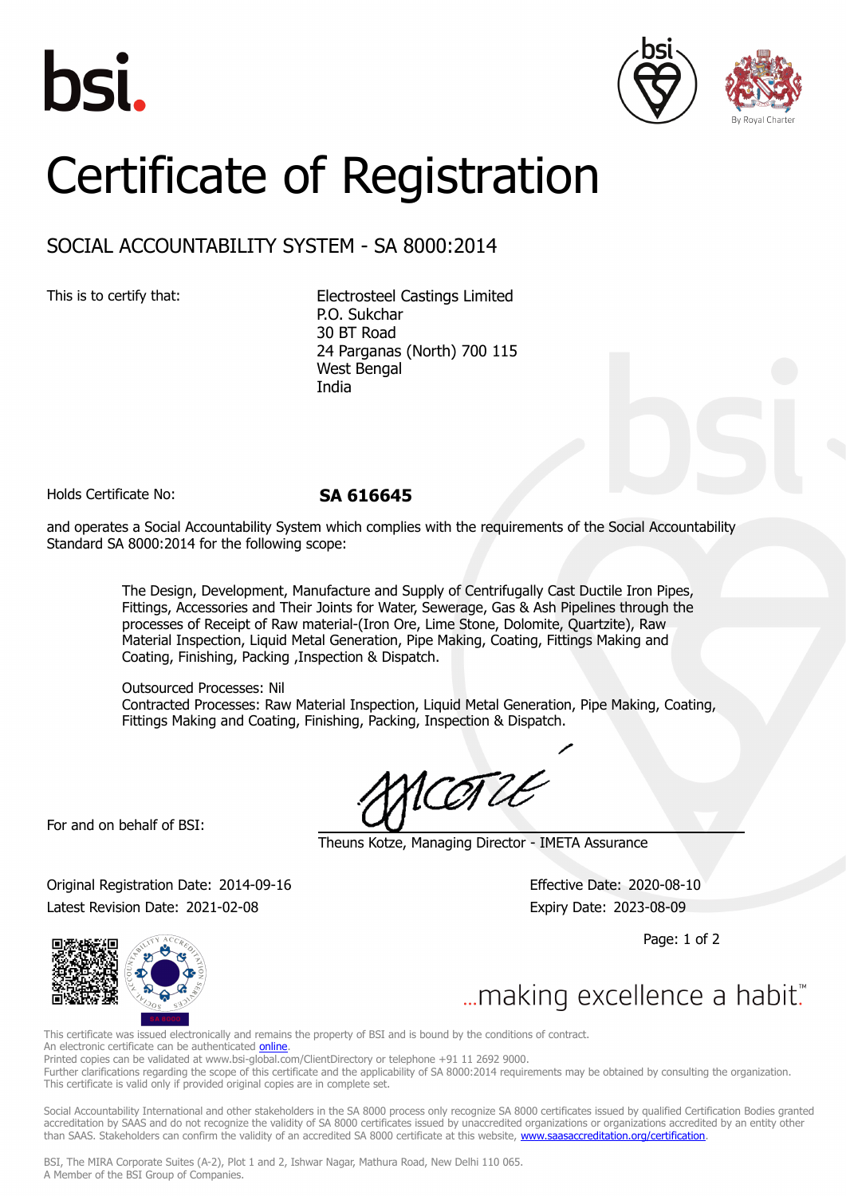bsi.

By Royal Charter

# Certificate of Registration

## SOCIAL ACCOUNTABILITY SYSTEM - SA 8000:2014

This is to certify that:

Electrosteel Castings Limited
P.O. Sukchar
30 BT Road
24 Parganas (North) 700 115
West Bengal
India

Holds Certificate No: **SA 616645**

and operates a Social Accountability System which complies with the requirements of the Social Accountability Standard SA 8000:2014 for the following scope:

The Design, Development, Manufacture and Supply of Centrifugally Cast Ductile Iron Pipes, Fittings, Accessories and Their Joints for Water, Sewerage, Gas & Ash Pipelines through the processes of Receipt of Raw material-(Iron Ore, Lime Stone, Dolomite, Quartzite), Raw Material Inspection, Liquid Metal Generation, Pipe Making, Coating, Fittings Making and Coating, Finishing, Packing ,Inspection & Dispatch.

Outsourced Processes: Nil
Contracted Processes: Raw Material Inspection, Liquid Metal Generation, Pipe Making, Coating, Fittings Making and Coating, Finishing, Packing, Inspection & Dispatch.

For and on behalf of BSI:

Theuns Kotze, Managing Director - IMETA Assurance

Original Registration Date: 2014-09-16
Latest Revision Date: 2021-02-08

Effective Date: 2020-08-10
Expiry Date: 2023-08-09

...making excellence a habit.™

This certificate was issued electronically and remains the property of BSI and is bound by the conditions of contract.
An electronic certificate can be authenticated online.
Printed copies can be validated at www.bsi-global.com/ClientDirectory or telephone +91 11 2692 9000.
Further clarifications regarding the scope of this certificate and the applicability of SA 8000:2014 requirements may be obtained by consulting the organization.
This certificate is valid only if provided original copies are in complete set.

Social Accountability International and other stakeholders in the SA 8000 process only recognize SA 8000 certificates issued by qualified Certification Bodies granted accreditation by SAAS and do not recognize the validity of SA 8000 certificates issued by unaccredited organizations or organizations accredited by an entity other than SAAS. Stakeholders can confirm the validity of an accredited SA 8000 certificate at this website, www.saasaccreditation.org/certification.

BSI, The MIRA Corporate Suites (A-2), Plot 1 and 2, Ishwar Nagar, Mathura Road, New Delhi 110 065.
A Member of the BSI Group of Companies.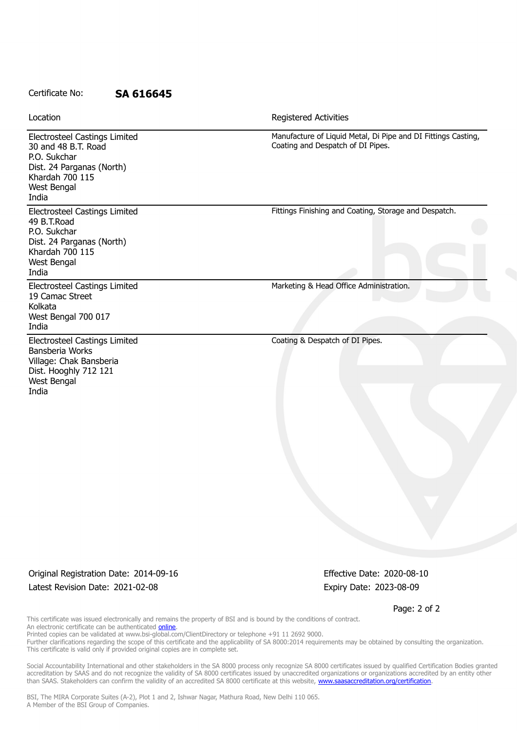Certificate No: **SA 616645**

| Location | Registered Activities |
| --- | --- |
| Electrosteel Castings Limited<br>30 and 48 B.T. Road<br>P.O. Sukchar<br>Dist. 24 Parganas (North)<br>Khardah 700 115<br>West Bengal<br>India | Manufacture of Liquid Metal, Di Pipe and DI Fittings Casting, Coating and Despatch of DI Pipes. |
| Electrosteel Castings Limited<br>49 B.T.Road<br>P.O. Sukchar<br>Dist. 24 Parganas (North)<br>Khardah 700 115<br>West Bengal<br>India | Fittings Finishing and Coating, Storage and Despatch. |
| Electrosteel Castings Limited<br>19 Camac Street<br>Kolkata<br>West Bengal 700 017<br>India | Marketing & Head Office Administration. |
| Electrosteel Castings Limited<br>Bansberia Works<br>Village: Chak Bansberia<br>Dist. Hooghly 712 121<br>West Bengal<br>India | Coating & Despatch of DI Pipes. |

Original Registration Date: 2014-09-16

Latest Revision Date: 2021-02-08

Effective Date: 2020-08-10

Expiry Date: 2023-08-09

This certificate was issued electronically and remains the property of BSI and is bound by the conditions of contract.
An electronic certificate can be authenticated online.
Printed copies can be validated at www.bsi-global.com/ClientDirectory or telephone +91 11 2692 9000.
Further clarifications regarding the scope of this certificate and the applicability of SA 8000:2014 requirements may be obtained by consulting the organization.
This certificate is valid only if provided original copies are in complete set.

Social Accountability International and other stakeholders in the SA 8000 process only recognize SA 8000 certificates issued by qualified Certification Bodies granted accreditation by SAAS and do not recognize the validity of SA 8000 certificates issued by unaccredited organizations or organizations accredited by an entity other than SAAS. Stakeholders can confirm the validity of an accredited SA 8000 certificate at this website, www.saasaccreditation.org/certification.

BSI, The MIRA Corporate Suites (A-2), Plot 1 and 2, Ishwar Nagar, Mathura Road, New Delhi 110 065.
A Member of the BSI Group of Companies.